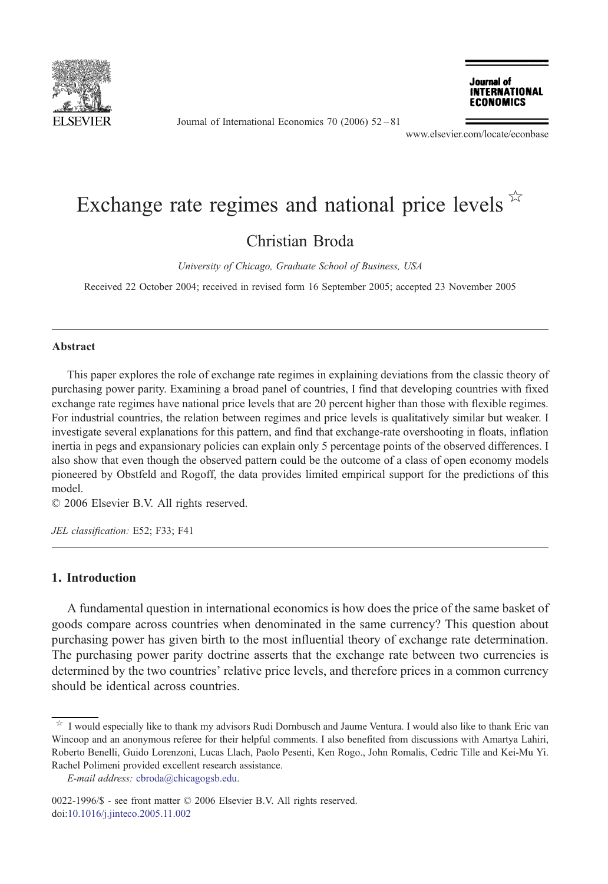# Exchange rate regimes and national price levels ☆

Christian Broda

*University of Chicago, Graduate School of Business, USA*

Received 22 October 2004; received in revised form 16 September 2005; accepted 23 November 2005

## Abstract

This paper explores the role of exchange rate regimes in explaining deviations from the classic theory of purchasing power parity. Examining a broad panel of countries, I find that developing countries with fixed exchange rate regimes have national price levels that are 20 percent higher than those with flexible regimes. For industrial countries, the relation between regimes and price levels is qualitatively similar but weaker. I investigate several explanations for this pattern, and find that exchange-rate overshooting in floats, inflation inertia in pegs and expansionary policies can explain only 5 percentage points of the observed differences. I also show that even though the observed pattern could be the outcome of a class of open economy models pioneered by Obstfeld and Rogoff, the data provides limited empirical support for the predictions of this model.

© 2006 Elsevier B.V. All rights reserved.

*JEL classification:* E52; F33; F41

## 1. Introduction

A fundamental question in international economics is how does the price of the same basket of goods compare across countries when denominated in the same currency? This question about purchasing power has given birth to the most influential theory of exchange rate determination. The purchasing power parity doctrine asserts that the exchange rate between two currencies is determined by the two countries' relative price levels, and therefore prices in a common currency should be identical across countries.

☆ I would especially like to thank my advisors Rudi Dornbusch and Jaume Ventura. I would also like to thank Eric van Wincoop and an anonymous referee for their helpful comments. I also benefited from discussions with Amartya Lahiri, Roberto Benelli, Guido Lorenzoni, Lucas Llach, Paolo Pesenti, Ken Rogo., John Romalis, Cedric Tille and Kei-Mu Yi. Rachel Polimeni provided excellent research assistance.

*E-mail address:* cbroda@chicagogsb.edu.

0022-1996/$ - see front matter © 2006 Elsevier B.V. All rights reserved.
doi:10.1016/j.jinteco.2005.11.002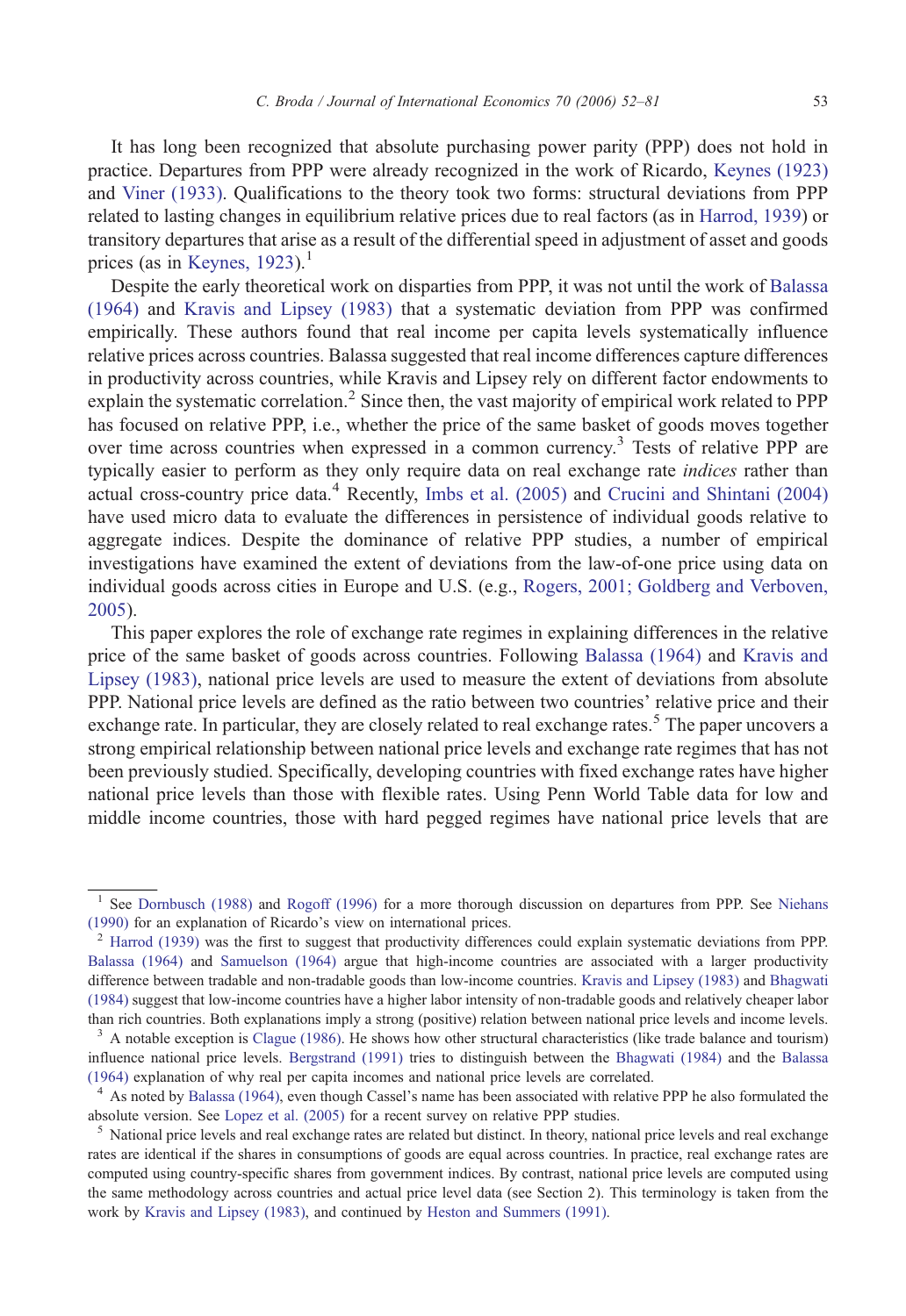It has long been recognized that absolute purchasing power parity (PPP) does not hold in practice. Departures from PPP were already recognized in the work of Ricardo, Keynes (1923) and Viner (1933). Qualifications to the theory took two forms: structural deviations from PPP related to lasting changes in equilibrium relative prices due to real factors (as in Harrod, 1939) or transitory departures that arise as a result of the differential speed in adjustment of asset and goods prices (as in Keynes, 1923).[1]

Despite the early theoretical work on disparties from PPP, it was not until the work of Balassa (1964) and Kravis and Lipsey (1983) that a systematic deviation from PPP was confirmed empirically. These authors found that real income per capita levels systematically influence relative prices across countries. Balassa suggested that real income differences capture differences in productivity across countries, while Kravis and Lipsey rely on different factor endowments to explain the systematic correlation.[2] Since then, the vast majority of empirical work related to PPP has focused on relative PPP, i.e., whether the price of the same basket of goods moves together over time across countries when expressed in a common currency.[3] Tests of relative PPP are typically easier to perform as they only require data on real exchange rate *indices* rather than actual cross-country price data.[4] Recently, Imbs et al. (2005) and Crucini and Shintani (2004) have used micro data to evaluate the differences in persistence of individual goods relative to aggregate indices. Despite the dominance of relative PPP studies, a number of empirical investigations have examined the extent of deviations from the law-of-one price using data on individual goods across cities in Europe and U.S. (e.g., Rogers, 2001; Goldberg and Verboven, 2005).

This paper explores the role of exchange rate regimes in explaining differences in the relative price of the same basket of goods across countries. Following Balassa (1964) and Kravis and Lipsey (1983), national price levels are used to measure the extent of deviations from absolute PPP. National price levels are defined as the ratio between two countries' relative price and their exchange rate. In particular, they are closely related to real exchange rates.[5] The paper uncovers a strong empirical relationship between national price levels and exchange rate regimes that has not been previously studied. Specifically, developing countries with fixed exchange rates have higher national price levels than those with flexible rates. Using Penn World Table data for low and middle income countries, those with hard pegged regimes have national price levels that are

---

[1] See Dornbusch (1988) and Rogoff (1996) for a more thorough discussion on departures from PPP. See Niehans (1990) for an explanation of Ricardo's view on international prices.

[2] Harrod (1939) was the first to suggest that productivity differences could explain systematic deviations from PPP. Balassa (1964) and Samuelson (1964) argue that high-income countries are associated with a larger productivity difference between tradable and non-tradable goods than low-income countries. Kravis and Lipsey (1983) and Bhagwati (1984) suggest that low-income countries have a higher labor intensity of non-tradable goods and relatively cheaper labor than rich countries. Both explanations imply a strong (positive) relation between national price levels and income levels.

[3] A notable exception is Clague (1986). He shows how other structural characteristics (like trade balance and tourism) influence national price levels. Bergstrand (1991) tries to distinguish between the Bhagwati (1984) and the Balassa (1964) explanation of why real per capita incomes and national price levels are correlated.

[4] As noted by Balassa (1964), even though Cassel's name has been associated with relative PPP he also formulated the absolute version. See Lopez et al. (2005) for a recent survey on relative PPP studies.

[5] National price levels and real exchange rates are related but distinct. In theory, national price levels and real exchange rates are identical if the shares in consumptions of goods are equal across countries. In practice, real exchange rates are computed using country-specific shares from government indices. By contrast, national price levels are computed using the same methodology across countries and actual price level data (see Section 2). This terminology is taken from the work by Kravis and Lipsey (1983), and continued by Heston and Summers (1991).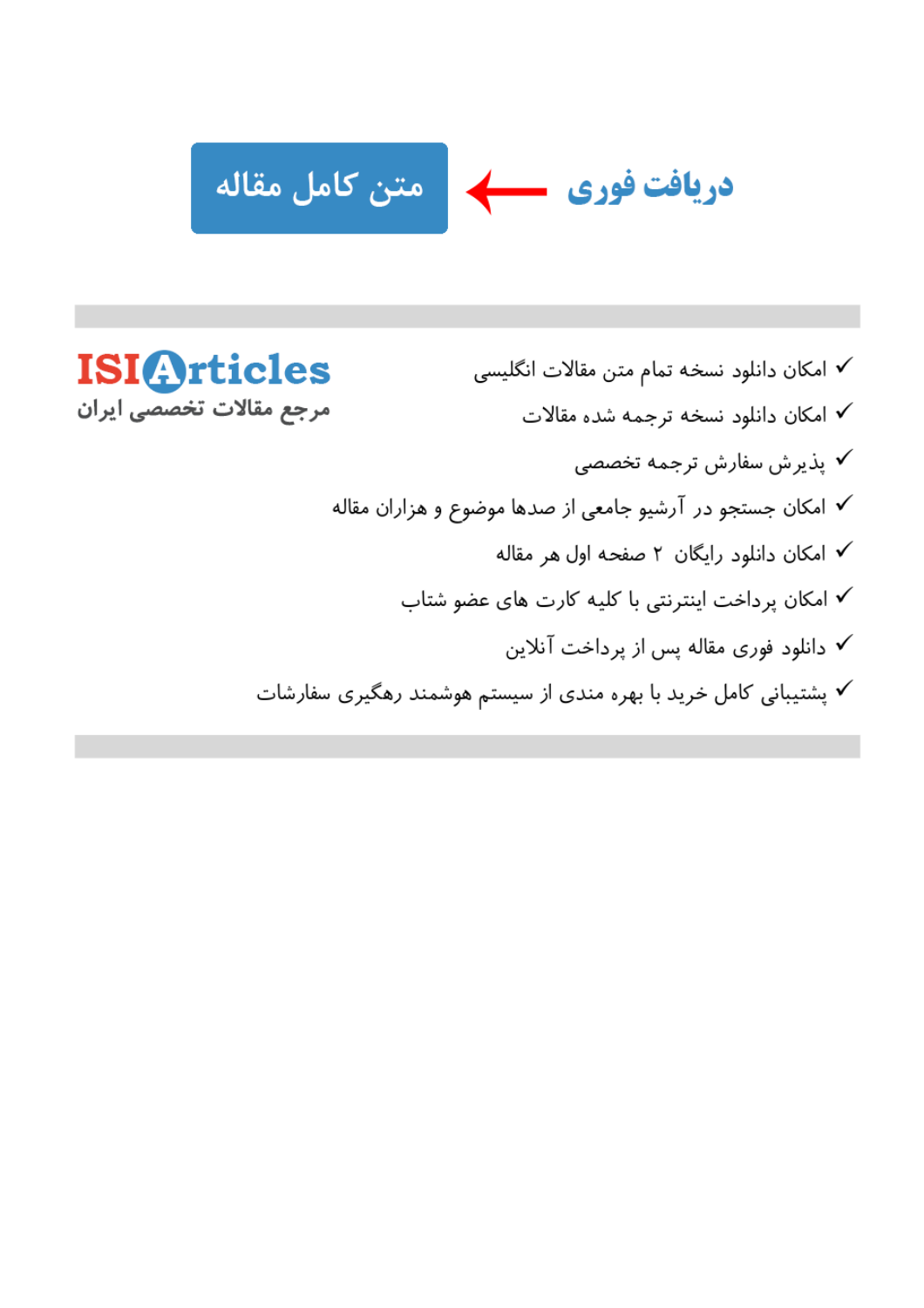دریافت فوری ← متن کامل مقاله

**ISIArticles**
مرجع مقالات تخصصی ایران

- ✓ امکان دانلود نسخه تمام متن مقالات انگلیسی
- ✓ امکان دانلود نسخه ترجمه شده مقالات
- ✓ پذیرش سفارش ترجمه تخصصی
- ✓ امکان جستجو در آرشیو جامعی از صدها موضوع و هزاران مقاله
- ✓ امکان دانلود رایگان ۲ صفحه اول هر مقاله
- ✓ امکان پرداخت اینترنتی با کلیه کارت های عضو شتاب
- ✓ دانلود فوری مقاله پس از پرداخت آنلاین
- ✓ پشتیبانی کامل خرید با بهره مندی از سیستم هوشمند رهگیری سفارشات